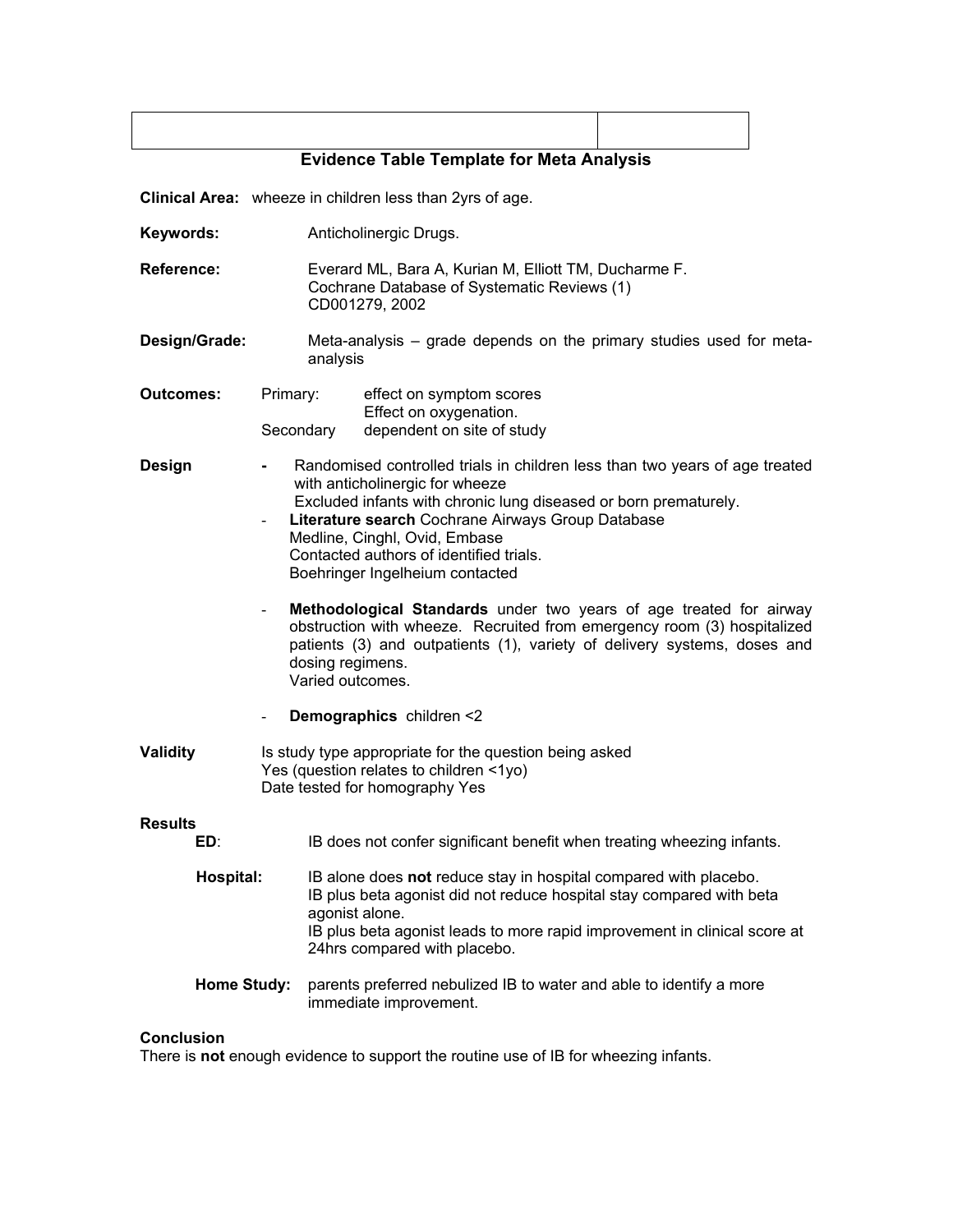## Evidence Table Template for Meta Analysis

**Clinical Area:** wheeze in children less than 2yrs of age.

**Keywords:** Anticholinergic Drugs.

**Reference:** Everard ML, Bara A, Kurian M, Elliott TM, Ducharme F.
Cochrane Database of Systematic Reviews (1)
CD001279, 2002

**Design/Grade:** Meta-analysis – grade depends on the primary studies used for meta-analysis

**Outcomes:**
Primary: effect on symptom scores
Effect on oxygenation.
Secondary dependent on site of study

**Design**

- Randomised controlled trials in children less than two years of age treated with anticholinergic for wheeze
  Excluded infants with chronic lung diseased or born prematurely.
- **Literature search** Cochrane Airways Group Database
  Medline, Cinghl, Ovid, Embase
  Contacted authors of identified trials.
  Boehringer Ingelheium contacted
- **Methodological Standards** under two years of age treated for airway obstruction with wheeze. Recruited from emergency room (3) hospitalized patients (3) and outpatients (1), variety of delivery systems, doses and dosing regimens.
  Varied outcomes.
- **Demographics** children <2

**Validity**
Is study type appropriate for the question being asked
Yes (question relates to children <1yo)
Date tested for homography Yes

**Results**

**ED**: IB does not confer significant benefit when treating wheezing infants.

**Hospital:** IB alone does **not** reduce stay in hospital compared with placebo.
IB plus beta agonist did not reduce hospital stay compared with beta agonist alone.
IB plus beta agonist leads to more rapid improvement in clinical score at 24hrs compared with placebo.

**Home Study:** parents preferred nebulized IB to water and able to identify a more immediate improvement.

**Conclusion**

There is **not** enough evidence to support the routine use of IB for wheezing infants.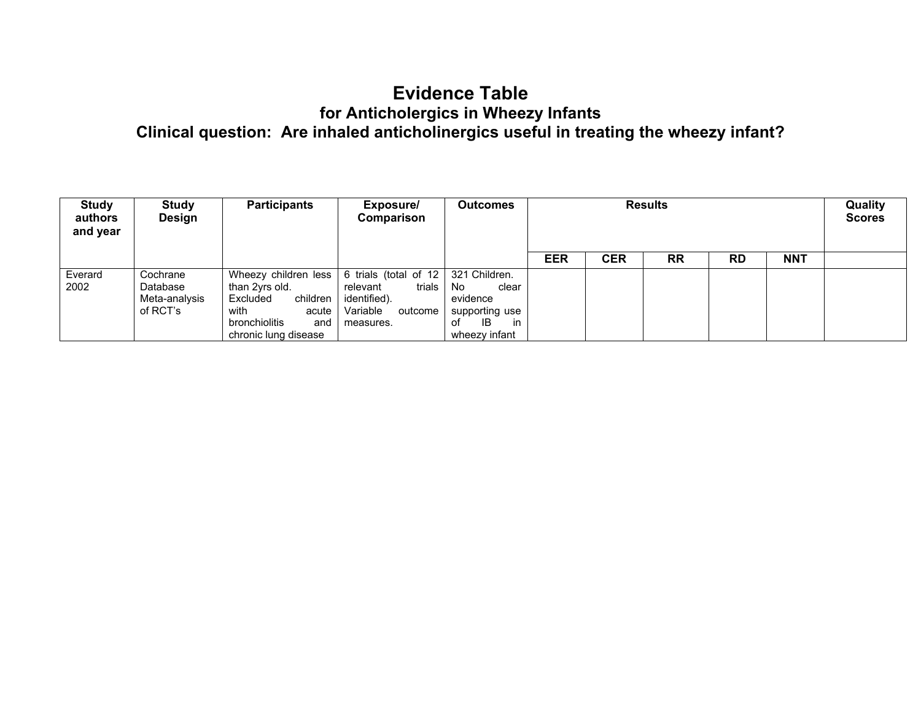# Evidence Table

## for Anticholergics in Wheezy Infants

## Clinical question: Are inhaled anticholinergics useful in treating the wheezy infant?

| Study authors and year | Study Design | Participants | Exposure/ Comparison | Outcomes | Results | | | | | Quality Scores |
|---|---|---|---|---|---|---|---|---|---|---|
| | | | | | EER | CER | RR | RD | NNT | |
| Everard 2002 | Cochrane Database Meta-analysis of RCT's | Wheezy children less than 2yrs old. Excluded children with acute bronchiolitis and chronic lung disease | 6 trials (total of 12 relevant trials identified). Variable outcome measures. | 321 Children. No clear evidence supporting use of IB in wheezy infant | | | | | | |